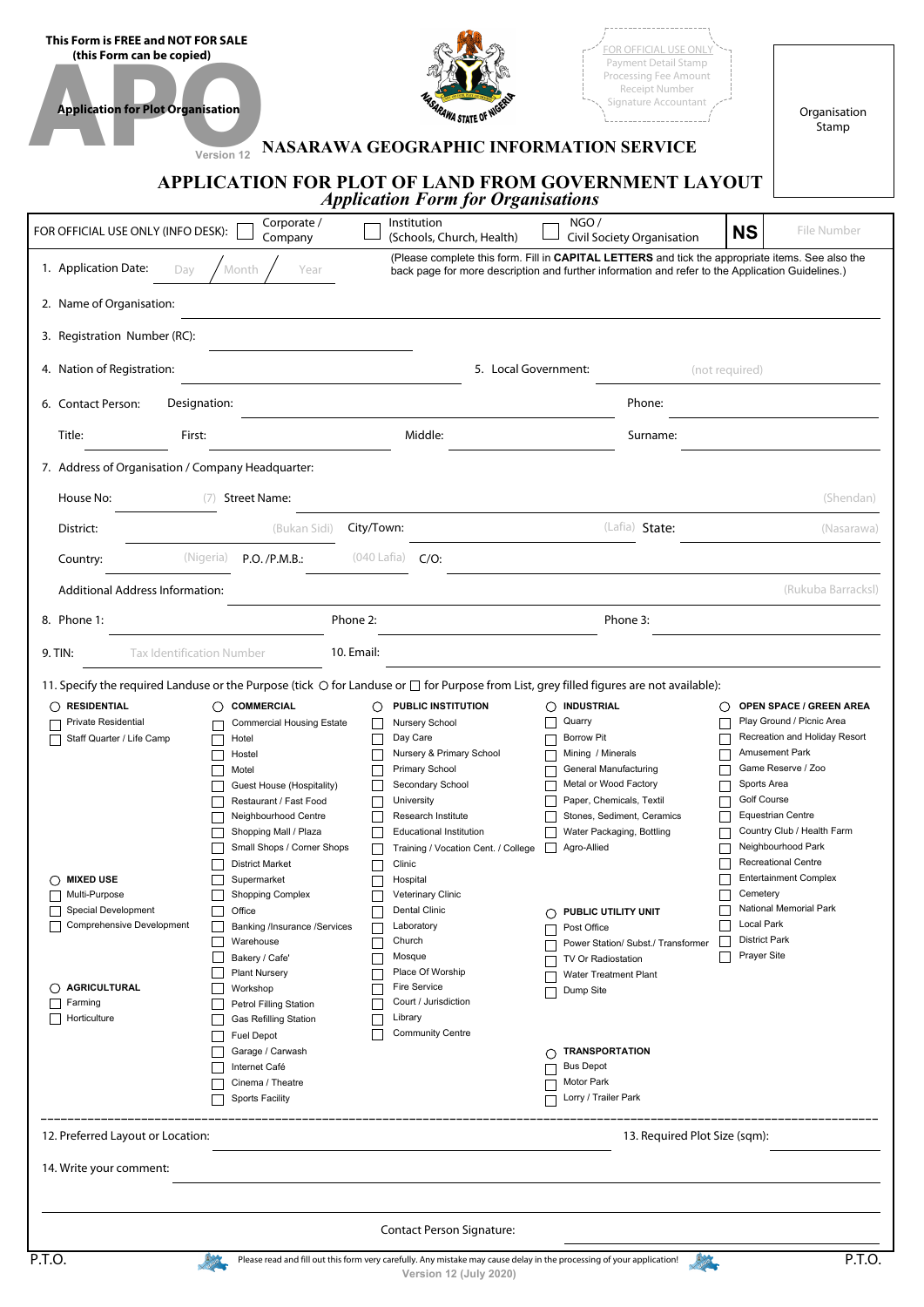**This Form is FREE and NOT FOR SALE**
**(this Form can be copied)**

# APO

**Application for Plot Organisation**

Version 12

FOR OFFICIAL USE ONLY
Payment Detail Stamp
Processing Fee Amount
Receipt Number
Signature Accountant

Organisation Stamp

## NASARAWA GEOGRAPHIC INFORMATION SERVICE

## APPLICATION FOR PLOT OF LAND FROM GOVERNMENT LAYOUT

*Application Form for Organisations*

FOR OFFICIAL USE ONLY (INFO DESK): ☐ Corporate / Company ☐ Institution (Schools, Church, Health) ☐ NGO / Civil Society Organisation **NS** File Number

1. Application Date: Day / Month / Year

(Please complete this form. Fill in **CAPITAL LETTERS** and tick the appropriate items. See also the back page for more description and further information and refer to the Application Guidelines.)

2. Name of Organisation:
3. Registration Number (RC):
4. Nation of Registration:
5. Local Government: (not required)
6. Contact Person: Designation: Phone:
   Title: First: Middle: Surname:
7. Address of Organisation / Company Headquarter:
   House No: (7) Street Name: (Shendan)
   District: (Bukan Sidi) City/Town: (Lafia) State: (Nasarawa)
   Country: (Nigeria) P.O. /P.M.B.: (040 Lafia) C/O:
   Additional Address Information: (Rukuba Barracksl)
8. Phone 1: Phone 2: Phone 3:
9. TIN: Tax Identification Number
10. Email:

11. Specify the required Landuse or the Purpose (tick ○ for Landuse or ☐ for Purpose from List, grey filled figures are not available):

○ **RESIDENTIAL**
- ☐ Private Residential
- ☐ Staff Quarter / Life Camp

○ **MIXED USE**
- ☐ Multi-Purpose
- ☐ Special Development
- ☐ Comprehensive Development

○ **AGRICULTURAL**
- ☐ Farming
- ☐ Horticulture

○ **COMMERCIAL**
- ☐ Commercial Housing Estate
- ☐ Hotel
- ☐ Hostel
- ☐ Motel
- ☐ Guest House (Hospitality)
- ☐ Restaurant / Fast Food
- ☐ Neighbourhood Centre
- ☐ Shopping Mall / Plaza
- ☐ Small Shops / Corner Shops
- ☐ District Market
- ☐ Supermarket
- ☐ Shopping Complex
- ☐ Office
- ☐ Banking /Insurance /Services
- ☐ Warehouse
- ☐ Bakery / Cafe'
- ☐ Plant Nursery
- ☐ Workshop
- ☐ Petrol Filling Station
- ☐ Gas Refilling Station
- ☐ Fuel Depot
- ☐ Garage / Carwash
- ☐ Internet Café
- ☐ Cinema / Theatre
- ☐ Sports Facility

○ **PUBLIC INSTITUTION**
- ☐ Nursery School
- ☐ Day Care
- ☐ Nursery & Primary School
- ☐ Primary School
- ☐ Secondary School
- ☐ University
- ☐ Research Institute
- ☐ Educational Institution
- ☐ Training / Vocation Cent. / College
- ☐ Clinic
- ☐ Hospital
- ☐ Veterinary Clinic
- ☐ Dental Clinic
- ☐ Laboratory
- ☐ Church
- ☐ Mosque
- ☐ Place Of Worship
- ☐ Fire Service
- ☐ Court / Jurisdiction
- ☐ Library
- ☐ Community Centre

○ **INDUSTRIAL**
- ☐ Quarry
- ☐ Borrow Pit
- ☐ Mining / Minerals
- ☐ General Manufacturing
- ☐ Metal or Wood Factory
- ☐ Paper, Chemicals, Textil
- ☐ Stones, Sediment, Ceramics
- ☐ Water Packaging, Bottling
- ☐ Agro-Allied

○ **PUBLIC UTILITY UNIT**
- ☐ Post Office
- ☐ Power Station/ Subst./ Transformer
- ☐ TV Or Radiostation
- ☐ Water Treatment Plant
- ☐ Dump Site

○ **TRANSPORTATION**
- ☐ Bus Depot
- ☐ Motor Park
- ☐ Lorry / Trailer Park

○ **OPEN SPACE / GREEN AREA**
- ☐ Play Ground / Picnic Area
- ☐ Recreation and Holiday Resort
- ☐ Amusement Park
- ☐ Game Reserve / Zoo
- ☐ Sports Area
- ☐ Golf Course
- ☐ Equestrian Centre
- ☐ Country Club / Health Farm
- ☐ Neighbourhood Park
- ☐ Recreational Centre
- ☐ Entertainment Complex
- ☐ Cemetery
- ☐ National Memorial Park
- ☐ Local Park
- ☐ District Park
- ☐ Prayer Site

12. Preferred Layout or Location:
13. Required Plot Size (sqm):
14. Write your comment:

Contact Person Signature:

P.T.O. Please read and fill out this form very carefully. Any mistake may cause delay in the processing of your application! P.T.O.

Version 12 (July 2020)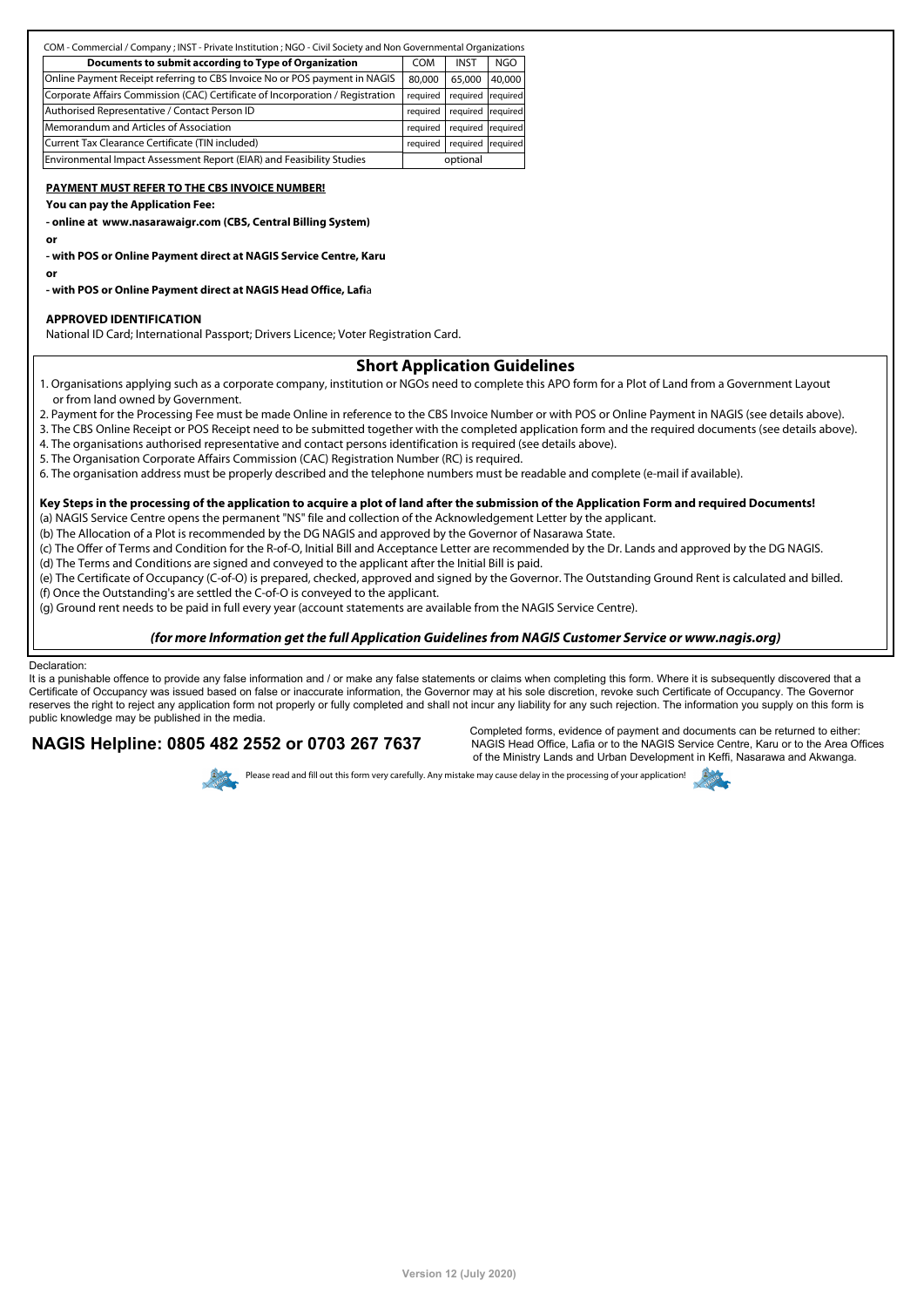COM - Commercial / Company ; INST - Private Institution ; NGO - Civil Society and Non Governmental Organizations

| Documents to submit according to Type of Organization | COM | INST | NGO |
| --- | --- | --- | --- |
| Online Payment Receipt referring to CBS Invoice No or POS payment in NAGIS | 80,000 | 65,000 | 40,000 |
| Corporate Affairs Commission (CAC) Certificate of Incorporation / Registration | required | required | required |
| Authorised Representative / Contact Person ID | required | required | required |
| Memorandum and Articles of Association | required | required | required |
| Current Tax Clearance Certificate (TIN included) | required | required | required |
| Environmental Impact Assessment Report (EIAR) and Feasibility Studies | optional | | |

**PAYMENT MUST REFER TO THE CBS INVOICE NUMBER!**

**You can pay the Application Fee:**

**- online at www.nasarawaigr.com (CBS, Central Billing System)**

**or**

**- with POS or Online Payment direct at NAGIS Service Centre, Karu**

**or**

**- with POS or Online Payment direct at NAGIS Head Office, Lafia**

**APPROVED IDENTIFICATION**

National ID Card; International Passport; Drivers Licence; Voter Registration Card.

## Short Application Guidelines

1. Organisations applying such as a corporate company, institution or NGOs need to complete this APO form for a Plot of Land from a Government Layout or from land owned by Government.
2. Payment for the Processing Fee must be made Online in reference to the CBS Invoice Number or with POS or Online Payment in NAGIS (see details above).
3. The CBS Online Receipt or POS Receipt need to be submitted together with the completed application form and the required documents (see details above).
4. The organisations authorised representative and contact persons identification is required (see details above).
5. The Organisation Corporate Affairs Commission (CAC) Registration Number (RC) is required.
6. The organisation address must be properly described and the telephone numbers must be readable and complete (e-mail if available).

**Key Steps in the processing of the application to acquire a plot of land after the submission of the Application Form and required Documents!**

(a) NAGIS Service Centre opens the permanent "NS" file and collection of the Acknowledgement Letter by the applicant.
(b) The Allocation of a Plot is recommended by the DG NAGIS and approved by the Governor of Nasarawa State.
(c) The Offer of Terms and Condition for the R-of-O, Initial Bill and Acceptance Letter are recommended by the Dr. Lands and approved by the DG NAGIS.
(d) The Terms and Conditions are signed and conveyed to the applicant after the Initial Bill is paid.
(e) The Certificate of Occupancy (C-of-O) is prepared, checked, approved and signed by the Governor. The Outstanding Ground Rent is calculated and billed.
(f) Once the Outstanding's are settled the C-of-O is conveyed to the applicant.
(g) Ground rent needs to be paid in full every year (account statements are available from the NAGIS Service Centre).

***(for more Information get the full Application Guidelines from NAGIS Customer Service or www.nagis.org)***

Declaration:

It is a punishable offence to provide any false information and / or make any false statements or claims when completing this form. Where it is subsequently discovered that a Certificate of Occupancy was issued based on false or inaccurate information, the Governor may at his sole discretion, revoke such Certificate of Occupancy. The Governor reserves the right to reject any application form not properly or fully completed and shall not incur any liability for any such rejection. The information you supply on this form is public knowledge may be published in the media.

**NAGIS Helpline: 0805 482 2552 or 0703 267 7637**

Completed forms, evidence of payment and documents can be returned to either: NAGIS Head Office, Lafia or to the NAGIS Service Centre, Karu or to the Area Offices of the Ministry Lands and Urban Development in Keffi, Nasarawa and Akwanga.

Please read and fill out this form very carefully. Any mistake may cause delay in the processing of your application!

Version 12 (July 2020)